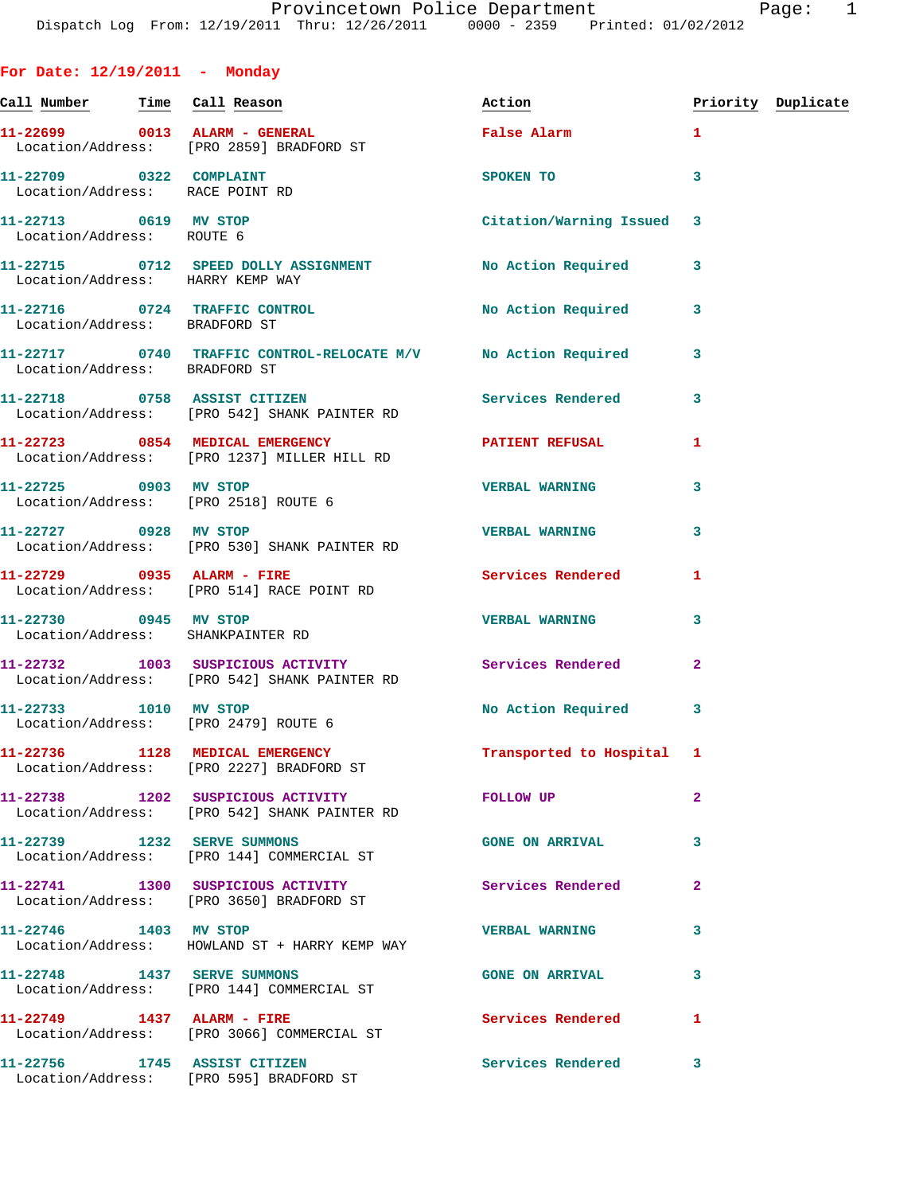# Provincetown Police Department

Dispatch Log From: 12/19/2011 Thru: 12/26/2011 0000 - 2359 Printed: 01/02/2012

## For Date: 12/19/2011 - Monday

| Call Number | Time | Call Reason | Action | Priority | Duplicate |
|---|---|---|---|---|---|
| 11-22699 | 0013 | ALARM - GENERAL | False Alarm | 1 | |
| Location/Address: | | [PRO 2859] BRADFORD ST | | | |
| 11-22709 | 0322 | COMPLAINT | SPOKEN TO | 3 | |
| Location/Address: | | RACE POINT RD | | | |
| 11-22713 | 0619 | MV STOP | Citation/Warning Issued | 3 | |
| Location/Address: | | ROUTE 6 | | | |
| 11-22715 | 0712 | SPEED DOLLY ASSIGNMENT | No Action Required | 3 | |
| Location/Address: | | HARRY KEMP WAY | | | |
| 11-22716 | 0724 | TRAFFIC CONTROL | No Action Required | 3 | |
| Location/Address: | | BRADFORD ST | | | |
| 11-22717 | 0740 | TRAFFIC CONTROL-RELOCATE M/V | No Action Required | 3 | |
| Location/Address: | | BRADFORD ST | | | |
| 11-22718 | 0758 | ASSIST CITIZEN | Services Rendered | 3 | |
| Location/Address: | | [PRO 542] SHANK PAINTER RD | | | |
| 11-22723 | 0854 | MEDICAL EMERGENCY | PATIENT REFUSAL | 1 | |
| Location/Address: | | [PRO 1237] MILLER HILL RD | | | |
| 11-22725 | 0903 | MV STOP | VERBAL WARNING | 3 | |
| Location/Address: | | [PRO 2518] ROUTE 6 | | | |
| 11-22727 | 0928 | MV STOP | VERBAL WARNING | 3 | |
| Location/Address: | | [PRO 530] SHANK PAINTER RD | | | |
| 11-22729 | 0935 | ALARM - FIRE | Services Rendered | 1 | |
| Location/Address: | | [PRO 514] RACE POINT RD | | | |
| 11-22730 | 0945 | MV STOP | VERBAL WARNING | 3 | |
| Location/Address: | | SHANKPAINTER RD | | | |
| 11-22732 | 1003 | SUSPICIOUS ACTIVITY | Services Rendered | 2 | |
| Location/Address: | | [PRO 542] SHANK PAINTER RD | | | |
| 11-22733 | 1010 | MV STOP | No Action Required | 3 | |
| Location/Address: | | [PRO 2479] ROUTE 6 | | | |
| 11-22736 | 1128 | MEDICAL EMERGENCY | Transported to Hospital | 1 | |
| Location/Address: | | [PRO 2227] BRADFORD ST | | | |
| 11-22738 | 1202 | SUSPICIOUS ACTIVITY | FOLLOW UP | 2 | |
| Location/Address: | | [PRO 542] SHANK PAINTER RD | | | |
| 11-22739 | 1232 | SERVE SUMMONS | GONE ON ARRIVAL | 3 | |
| Location/Address: | | [PRO 144] COMMERCIAL ST | | | |
| 11-22741 | 1300 | SUSPICIOUS ACTIVITY | Services Rendered | 2 | |
| Location/Address: | | [PRO 3650] BRADFORD ST | | | |
| 11-22746 | 1403 | MV STOP | VERBAL WARNING | 3 | |
| Location/Address: | | HOWLAND ST + HARRY KEMP WAY | | | |
| 11-22748 | 1437 | SERVE SUMMONS | GONE ON ARRIVAL | 3 | |
| Location/Address: | | [PRO 144] COMMERCIAL ST | | | |
| 11-22749 | 1437 | ALARM - FIRE | Services Rendered | 1 | |
| Location/Address: | | [PRO 3066] COMMERCIAL ST | | | |
| 11-22756 | 1745 | ASSIST CITIZEN | Services Rendered | 3 | |
| Location/Address: | | [PRO 595] BRADFORD ST | | | |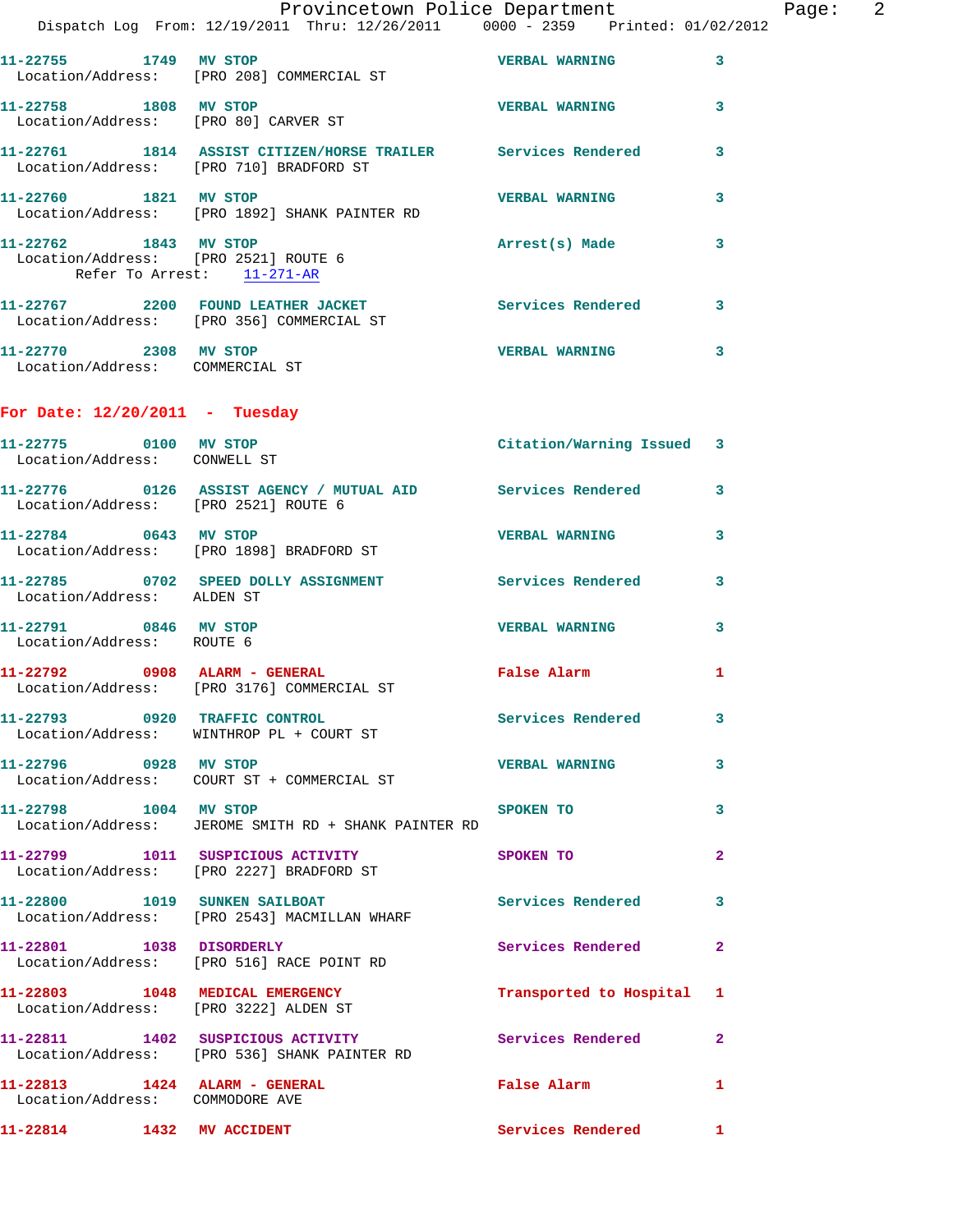11-22755 1749 MV STOP VERBAL WARNING 3
Location/Address: [PRO 208] COMMERCIAL ST

11-22758 1808 MV STOP VERBAL WARNING 3
Location/Address: [PRO 80] CARVER ST

11-22761 1814 ASSIST CITIZEN/HORSE TRAILER Services Rendered 3
Location/Address: [PRO 710] BRADFORD ST

11-22760 1821 MV STOP VERBAL WARNING 3
Location/Address: [PRO 1892] SHANK PAINTER RD

11-22762 1843 MV STOP Arrest(s) Made 3
Location/Address: [PRO 2521] ROUTE 6
Refer To Arrest: 11-271-AR

11-22767 2200 FOUND LEATHER JACKET Services Rendered 3
Location/Address: [PRO 356] COMMERCIAL ST

11-22770 2308 MV STOP VERBAL WARNING 3
Location/Address: COMMERCIAL ST

## For Date: 12/20/2011 - Tuesday

11-22775 0100 MV STOP Citation/Warning Issued 3
Location/Address: CONWELL ST

11-22776 0126 ASSIST AGENCY / MUTUAL AID Services Rendered 3
Location/Address: [PRO 2521] ROUTE 6

11-22784 0643 MV STOP VERBAL WARNING 3
Location/Address: [PRO 1898] BRADFORD ST

11-22785 0702 SPEED DOLLY ASSIGNMENT Services Rendered 3
Location/Address: ALDEN ST

11-22791 0846 MV STOP VERBAL WARNING 3
Location/Address: ROUTE 6

11-22792 0908 ALARM - GENERAL False Alarm 1
Location/Address: [PRO 3176] COMMERCIAL ST

11-22793 0920 TRAFFIC CONTROL Services Rendered 3
Location/Address: WINTHROP PL + COURT ST

11-22796 0928 MV STOP VERBAL WARNING 3
Location/Address: COURT ST + COMMERCIAL ST

11-22798 1004 MV STOP SPOKEN TO 3
Location/Address: JEROME SMITH RD + SHANK PAINTER RD

11-22799 1011 SUSPICIOUS ACTIVITY SPOKEN TO 2
Location/Address: [PRO 2227] BRADFORD ST

11-22800 1019 SUNKEN SAILBOAT Services Rendered 3
Location/Address: [PRO 2543] MACMILLAN WHARF

11-22801 1038 DISORDERLY Services Rendered 2
Location/Address: [PRO 516] RACE POINT RD

11-22803 1048 MEDICAL EMERGENCY Transported to Hospital 1
Location/Address: [PRO 3222] ALDEN ST

11-22811 1402 SUSPICIOUS ACTIVITY Services Rendered 2
Location/Address: [PRO 536] SHANK PAINTER RD

11-22813 1424 ALARM - GENERAL False Alarm 1
Location/Address: COMMODORE AVE

11-22814 1432 MV ACCIDENT Services Rendered 1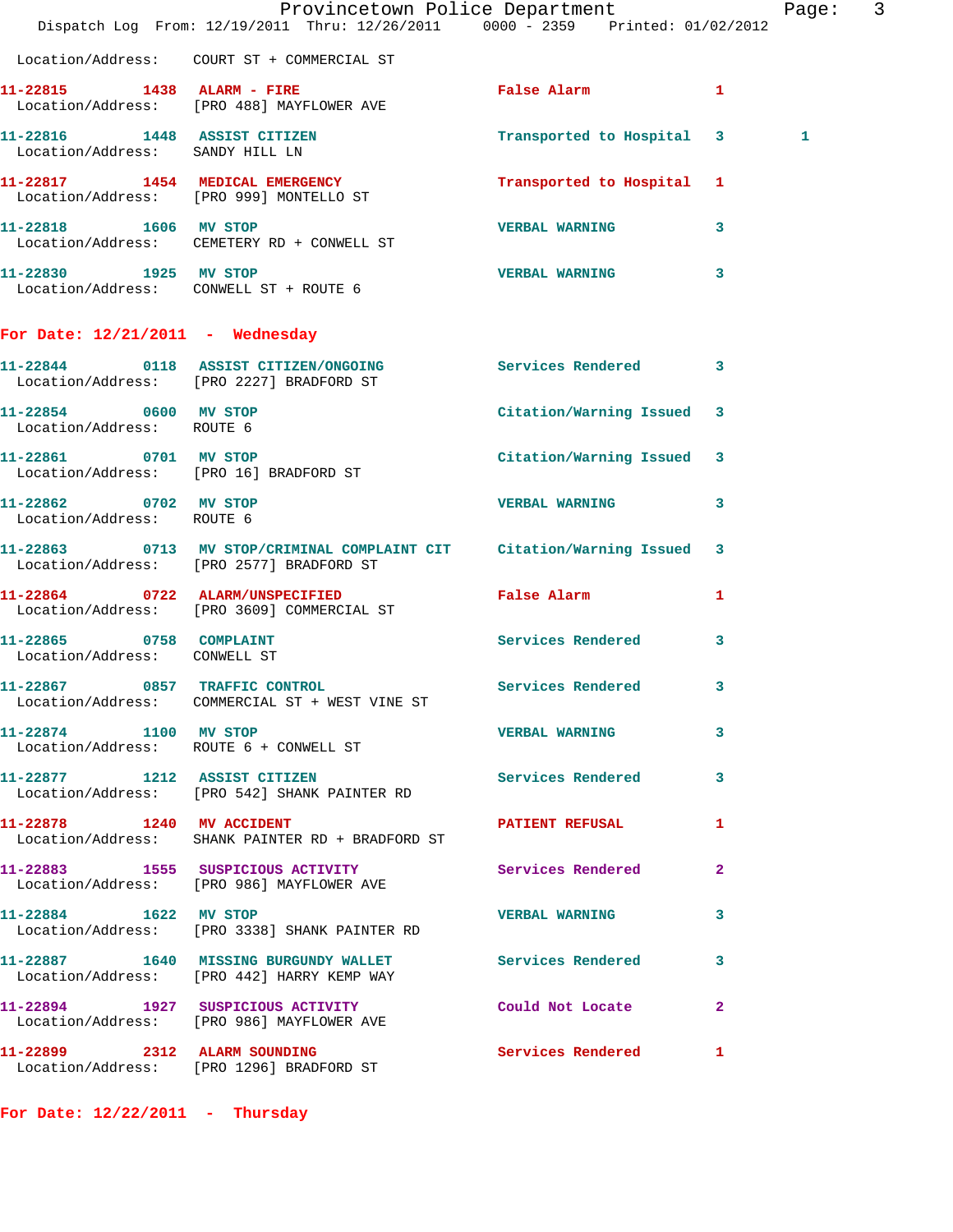Location/Address: COURT ST + COMMERCIAL ST

**11-22815 1438 ALARM - FIRE** False Alarm 1
Location/Address: [PRO 488] MAYFLOWER AVE

**11-22816 1448 ASSIST CITIZEN** Transported to Hospital 3 1
Location/Address: SANDY HILL LN

**11-22817 1454 MEDICAL EMERGENCY** Transported to Hospital 1
Location/Address: [PRO 999] MONTELLO ST

**11-22818 1606 MV STOP** VERBAL WARNING 3
Location/Address: CEMETERY RD + CONWELL ST

**11-22830 1925 MV STOP** VERBAL WARNING 3
Location/Address: CONWELL ST + ROUTE 6

## For Date: 12/21/2011 - Wednesday

**11-22844 0118 ASSIST CITIZEN/ONGOING** Services Rendered 3
Location/Address: [PRO 2227] BRADFORD ST

**11-22854 0600 MV STOP** Citation/Warning Issued 3
Location/Address: ROUTE 6

**11-22861 0701 MV STOP** Citation/Warning Issued 3
Location/Address: [PRO 16] BRADFORD ST

**11-22862 0702 MV STOP** VERBAL WARNING 3
Location/Address: ROUTE 6

**11-22863 0713 MV STOP/CRIMINAL COMPLAINT CIT** Citation/Warning Issued 3
Location/Address: [PRO 2577] BRADFORD ST

**11-22864 0722 ALARM/UNSPECIFIED** False Alarm 1
Location/Address: [PRO 3609] COMMERCIAL ST

**11-22865 0758 COMPLAINT** Services Rendered 3
Location/Address: CONWELL ST

**11-22867 0857 TRAFFIC CONTROL** Services Rendered 3
Location/Address: COMMERCIAL ST + WEST VINE ST

**11-22874 1100 MV STOP** VERBAL WARNING 3
Location/Address: ROUTE 6 + CONWELL ST

**11-22877 1212 ASSIST CITIZEN** Services Rendered 3
Location/Address: [PRO 542] SHANK PAINTER RD

**11-22878 1240 MV ACCIDENT** PATIENT REFUSAL 1
Location/Address: SHANK PAINTER RD + BRADFORD ST

**11-22883 1555 SUSPICIOUS ACTIVITY** Services Rendered 2
Location/Address: [PRO 986] MAYFLOWER AVE

**11-22884 1622 MV STOP** VERBAL WARNING 3
Location/Address: [PRO 3338] SHANK PAINTER RD

**11-22887 1640 MISSING BURGUNDY WALLET** Services Rendered 3
Location/Address: [PRO 442] HARRY KEMP WAY

**11-22894 1927 SUSPICIOUS ACTIVITY** Could Not Locate 2
Location/Address: [PRO 986] MAYFLOWER AVE

**11-22899 2312 ALARM SOUNDING** Services Rendered 1
Location/Address: [PRO 1296] BRADFORD ST

## For Date: 12/22/2011 - Thursday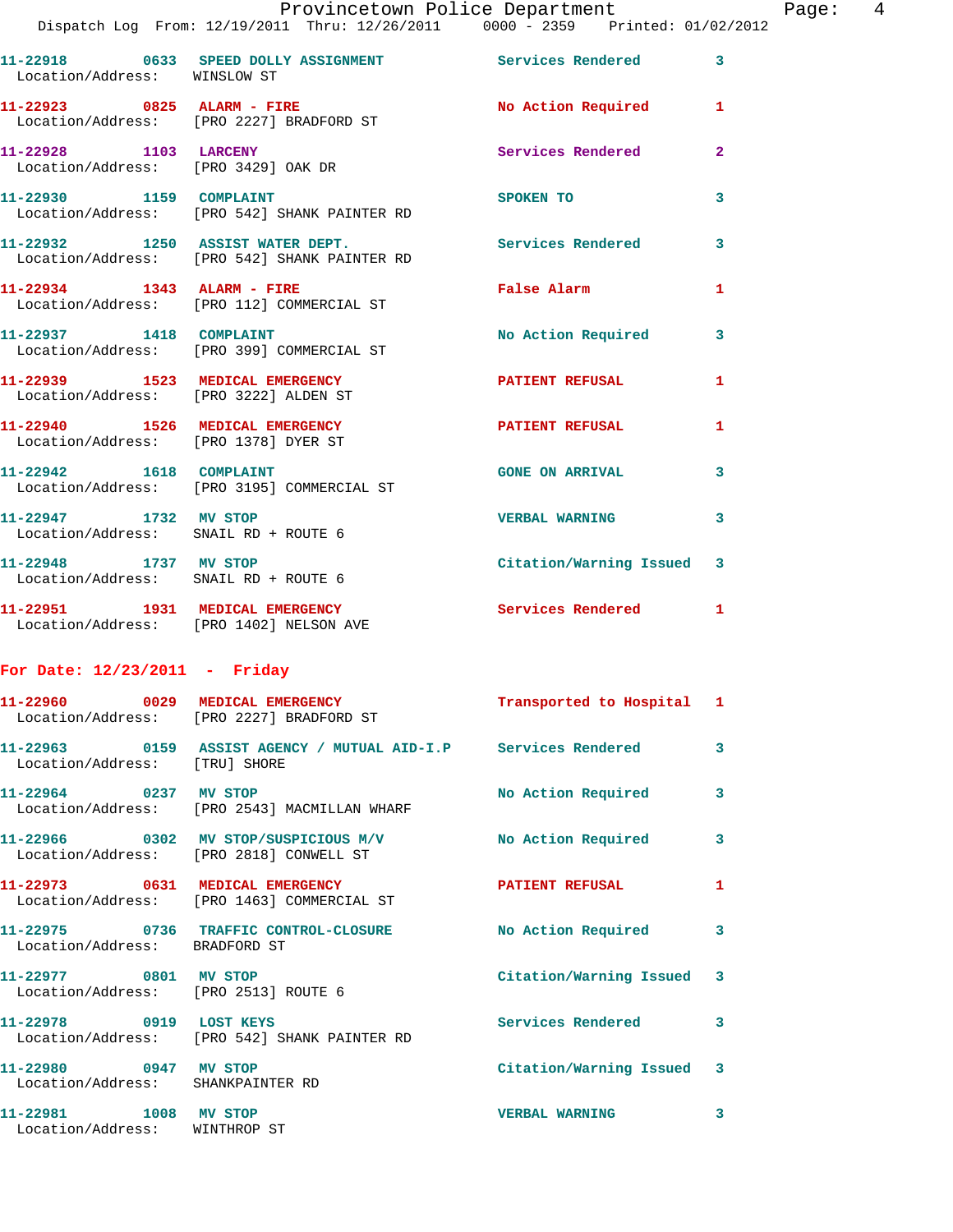| Call Number | Time | Call Type | Disposition | Priority |
|---|---|---|---|---|
| 11-22918 | 0633 | SPEED DOLLY ASSIGNMENT | Services Rendered | 3 |
| Location/Address: | | WINSLOW ST | | |
| 11-22923 | 0825 | ALARM - FIRE | No Action Required | 1 |
| Location/Address: | | [PRO 2227] BRADFORD ST | | |
| 11-22928 | 1103 | LARCENY | Services Rendered | 2 |
| Location/Address: | | [PRO 3429] OAK DR | | |
| 11-22930 | 1159 | COMPLAINT | SPOKEN TO | 3 |
| Location/Address: | | [PRO 542] SHANK PAINTER RD | | |
| 11-22932 | 1250 | ASSIST WATER DEPT. | Services Rendered | 3 |
| Location/Address: | | [PRO 542] SHANK PAINTER RD | | |
| 11-22934 | 1343 | ALARM - FIRE | False Alarm | 1 |
| Location/Address: | | [PRO 112] COMMERCIAL ST | | |
| 11-22937 | 1418 | COMPLAINT | No Action Required | 3 |
| Location/Address: | | [PRO 399] COMMERCIAL ST | | |
| 11-22939 | 1523 | MEDICAL EMERGENCY | PATIENT REFUSAL | 1 |
| Location/Address: | | [PRO 3222] ALDEN ST | | |
| 11-22940 | 1526 | MEDICAL EMERGENCY | PATIENT REFUSAL | 1 |
| Location/Address: | | [PRO 1378] DYER ST | | |
| 11-22942 | 1618 | COMPLAINT | GONE ON ARRIVAL | 3 |
| Location/Address: | | [PRO 3195] COMMERCIAL ST | | |
| 11-22947 | 1732 | MV STOP | VERBAL WARNING | 3 |
| Location/Address: | | SNAIL RD + ROUTE 6 | | |
| 11-22948 | 1737 | MV STOP | Citation/Warning Issued | 3 |
| Location/Address: | | SNAIL RD + ROUTE 6 | | |
| 11-22951 | 1931 | MEDICAL EMERGENCY | Services Rendered | 1 |
| Location/Address: | | [PRO 1402] NELSON AVE | | |

## For Date: 12/23/2011 - Friday

| Call Number | Time | Call Type | Disposition | Priority |
|---|---|---|---|---|
| 11-22960 | 0029 | MEDICAL EMERGENCY | Transported to Hospital | 1 |
| Location/Address: | | [PRO 2227] BRADFORD ST | | |
| 11-22963 | 0159 | ASSIST AGENCY / MUTUAL AID-I.P | Services Rendered | 3 |
| Location/Address: | | [TRU] SHORE | | |
| 11-22964 | 0237 | MV STOP | No Action Required | 3 |
| Location/Address: | | [PRO 2543] MACMILLAN WHARF | | |
| 11-22966 | 0302 | MV STOP/SUSPICIOUS M/V | No Action Required | 3 |
| Location/Address: | | [PRO 2818] CONWELL ST | | |
| 11-22973 | 0631 | MEDICAL EMERGENCY | PATIENT REFUSAL | 1 |
| Location/Address: | | [PRO 1463] COMMERCIAL ST | | |
| 11-22975 | 0736 | TRAFFIC CONTROL-CLOSURE | No Action Required | 3 |
| Location/Address: | | BRADFORD ST | | |
| 11-22977 | 0801 | MV STOP | Citation/Warning Issued | 3 |
| Location/Address: | | [PRO 2513] ROUTE 6 | | |
| 11-22978 | 0919 | LOST KEYS | Services Rendered | 3 |
| Location/Address: | | [PRO 542] SHANK PAINTER RD | | |
| 11-22980 | 0947 | MV STOP | Citation/Warning Issued | 3 |
| Location/Address: | | SHANKPAINTER RD | | |
| 11-22981 | 1008 | MV STOP | VERBAL WARNING | 3 |
| Location/Address: | | WINTHROP ST | | |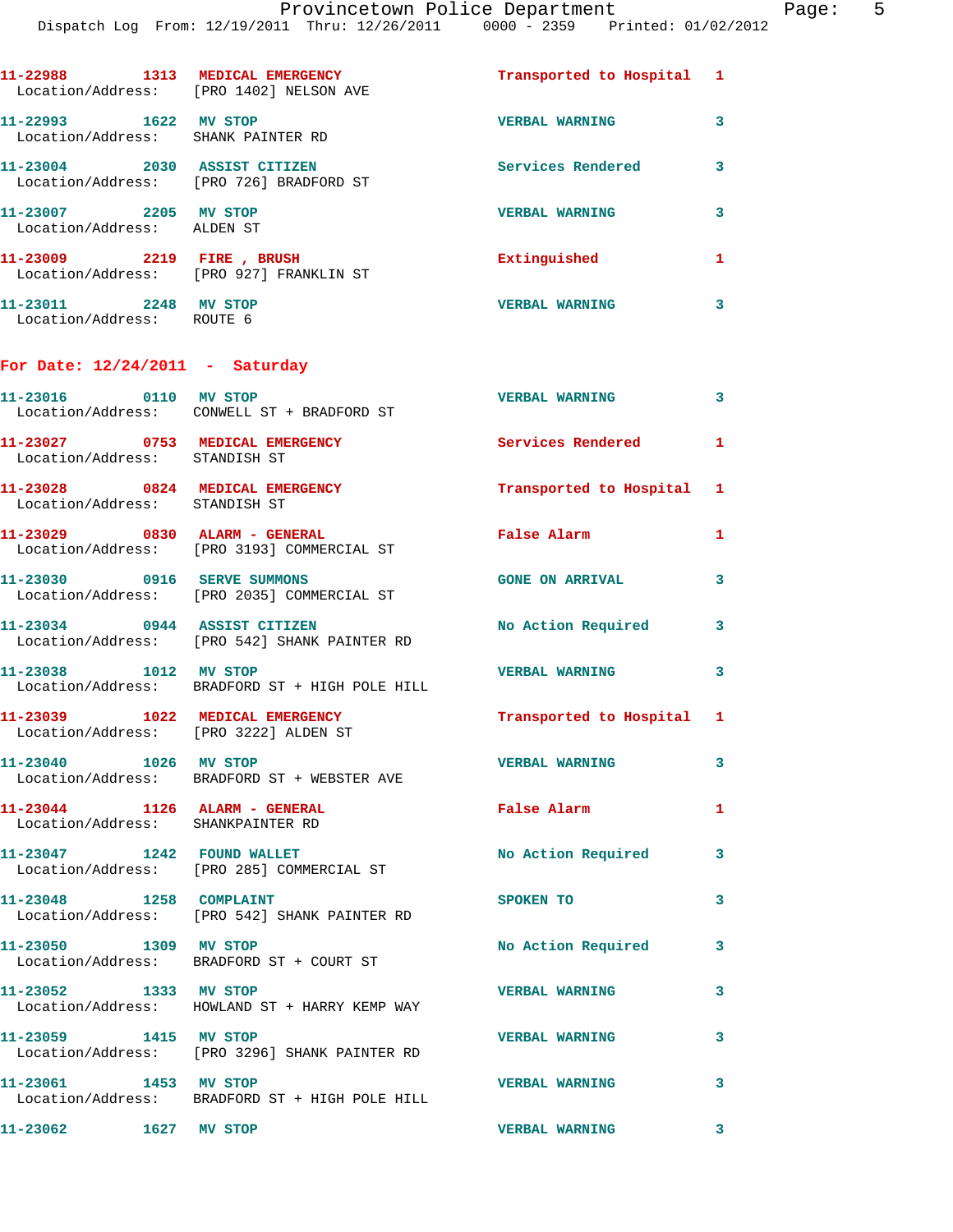11-22988 1313 MEDICAL EMERGENCY Transported to Hospital 1
Location/Address: [PRO 1402] NELSON AVE

11-22993 1622 MV STOP VERBAL WARNING 3
Location/Address: SHANK PAINTER RD

11-23004 2030 ASSIST CITIZEN Services Rendered 3
Location/Address: [PRO 726] BRADFORD ST

11-23007 2205 MV STOP VERBAL WARNING 3
Location/Address: ALDEN ST

11-23009 2219 FIRE , BRUSH Extinguished 1
Location/Address: [PRO 927] FRANKLIN ST

11-23011 2248 MV STOP VERBAL WARNING 3
Location/Address: ROUTE 6

**For Date: 12/24/2011 - Saturday**

11-23016 0110 MV STOP VERBAL WARNING 3
Location/Address: CONWELL ST + BRADFORD ST

11-23027 0753 MEDICAL EMERGENCY Services Rendered 1
Location/Address: STANDISH ST

11-23028 0824 MEDICAL EMERGENCY Transported to Hospital 1
Location/Address: STANDISH ST

11-23029 0830 ALARM - GENERAL False Alarm 1
Location/Address: [PRO 3193] COMMERCIAL ST

11-23030 0916 SERVE SUMMONS GONE ON ARRIVAL 3
Location/Address: [PRO 2035] COMMERCIAL ST

11-23034 0944 ASSIST CITIZEN No Action Required 3
Location/Address: [PRO 542] SHANK PAINTER RD

11-23038 1012 MV STOP VERBAL WARNING 3
Location/Address: BRADFORD ST + HIGH POLE HILL

11-23039 1022 MEDICAL EMERGENCY Transported to Hospital 1
Location/Address: [PRO 3222] ALDEN ST

11-23040 1026 MV STOP VERBAL WARNING 3
Location/Address: BRADFORD ST + WEBSTER AVE

11-23044 1126 ALARM - GENERAL False Alarm 1
Location/Address: SHANKPAINTER RD

11-23047 1242 FOUND WALLET No Action Required 3
Location/Address: [PRO 285] COMMERCIAL ST

11-23048 1258 COMPLAINT SPOKEN TO 3
Location/Address: [PRO 542] SHANK PAINTER RD

11-23050 1309 MV STOP No Action Required 3
Location/Address: BRADFORD ST + COURT ST

11-23052 1333 MV STOP VERBAL WARNING 3
Location/Address: HOWLAND ST + HARRY KEMP WAY

11-23059 1415 MV STOP VERBAL WARNING 3
Location/Address: [PRO 3296] SHANK PAINTER RD

11-23061 1453 MV STOP VERBAL WARNING 3
Location/Address: BRADFORD ST + HIGH POLE HILL

11-23062 1627 MV STOP VERBAL WARNING 3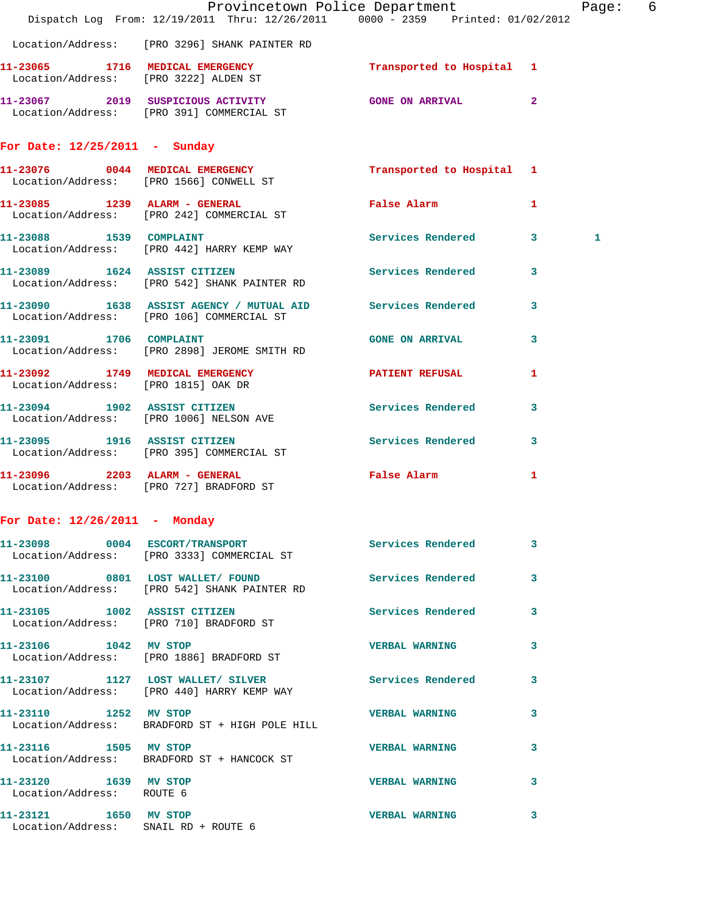Location/Address: [PRO 3296] SHANK PAINTER RD

11-23065 1716 MEDICAL EMERGENCY Transported to Hospital 1
Location/Address: [PRO 3222] ALDEN ST

11-23067 2019 SUSPICIOUS ACTIVITY GONE ON ARRIVAL 2
Location/Address: [PRO 391] COMMERCIAL ST

## For Date: 12/25/2011 - Sunday

11-23076 0044 MEDICAL EMERGENCY Transported to Hospital 1
Location/Address: [PRO 1566] CONWELL ST

11-23085 1239 ALARM - GENERAL False Alarm 1
Location/Address: [PRO 242] COMMERCIAL ST

11-23088 1539 COMPLAINT Services Rendered 3 1
Location/Address: [PRO 442] HARRY KEMP WAY

11-23089 1624 ASSIST CITIZEN Services Rendered 3
Location/Address: [PRO 542] SHANK PAINTER RD

11-23090 1638 ASSIST AGENCY / MUTUAL AID Services Rendered 3
Location/Address: [PRO 106] COMMERCIAL ST

11-23091 1706 COMPLAINT GONE ON ARRIVAL 3
Location/Address: [PRO 2898] JEROME SMITH RD

11-23092 1749 MEDICAL EMERGENCY PATIENT REFUSAL 1
Location/Address: [PRO 1815] OAK DR

11-23094 1902 ASSIST CITIZEN Services Rendered 3
Location/Address: [PRO 1006] NELSON AVE

11-23095 1916 ASSIST CITIZEN Services Rendered 3
Location/Address: [PRO 395] COMMERCIAL ST

11-23096 2203 ALARM - GENERAL False Alarm 1
Location/Address: [PRO 727] BRADFORD ST

## For Date: 12/26/2011 - Monday

11-23098 0004 ESCORT/TRANSPORT Services Rendered 3
Location/Address: [PRO 3333] COMMERCIAL ST

11-23100 0801 LOST WALLET/ FOUND Services Rendered 3
Location/Address: [PRO 542] SHANK PAINTER RD

11-23105 1002 ASSIST CITIZEN Services Rendered 3
Location/Address: [PRO 710] BRADFORD ST

11-23106 1042 MV STOP VERBAL WARNING 3
Location/Address: [PRO 1886] BRADFORD ST

11-23107 1127 LOST WALLET/ SILVER Services Rendered 3
Location/Address: [PRO 440] HARRY KEMP WAY

11-23110 1252 MV STOP VERBAL WARNING 3
Location/Address: BRADFORD ST + HIGH POLE HILL

11-23116 1505 MV STOP VERBAL WARNING 3
Location/Address: BRADFORD ST + HANCOCK ST

11-23120 1639 MV STOP VERBAL WARNING 3
Location/Address: ROUTE 6

11-23121 1650 MV STOP VERBAL WARNING 3
Location/Address: SNAIL RD + ROUTE 6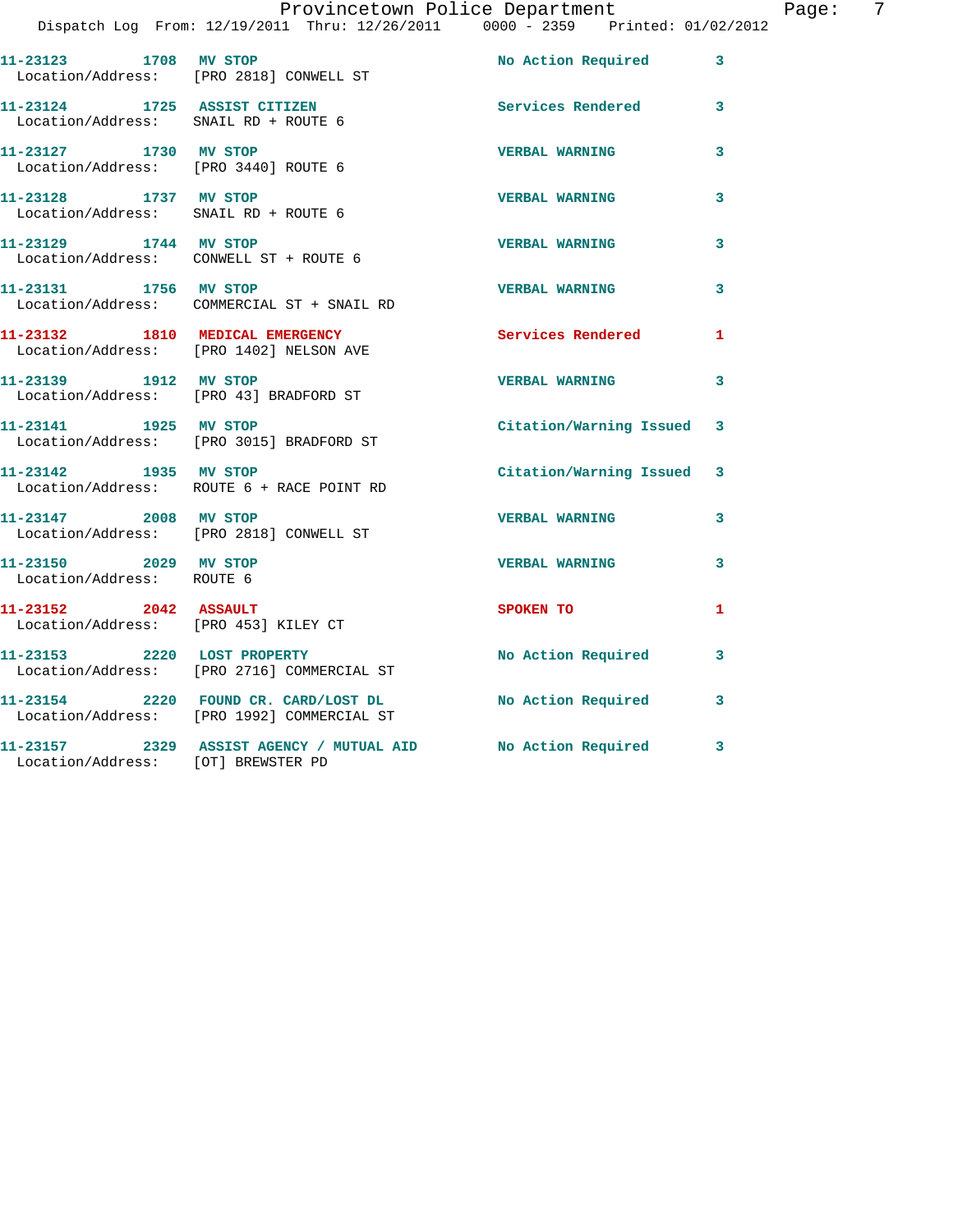Provincetown Police Department

Dispatch Log From: 12/19/2011 Thru: 12/26/2011 0000 - 2359 Printed: 01/02/2012

**11-23123 1708 MV STOP** No Action Required 3
Location/Address: [PRO 2818] CONWELL ST

**11-23124 1725 ASSIST CITIZEN** Services Rendered 3
Location/Address: SNAIL RD + ROUTE 6

**11-23127 1730 MV STOP** VERBAL WARNING 3
Location/Address: [PRO 3440] ROUTE 6

**11-23128 1737 MV STOP** VERBAL WARNING 3
Location/Address: SNAIL RD + ROUTE 6

**11-23129 1744 MV STOP** VERBAL WARNING 3
Location/Address: CONWELL ST + ROUTE 6

**11-23131 1756 MV STOP** VERBAL WARNING 3
Location/Address: COMMERCIAL ST + SNAIL RD

**11-23132 1810 MEDICAL EMERGENCY** Services Rendered 1
Location/Address: [PRO 1402] NELSON AVE

**11-23139 1912 MV STOP** VERBAL WARNING 3
Location/Address: [PRO 43] BRADFORD ST

**11-23141 1925 MV STOP** Citation/Warning Issued 3
Location/Address: [PRO 3015] BRADFORD ST

**11-23142 1935 MV STOP** Citation/Warning Issued 3
Location/Address: ROUTE 6 + RACE POINT RD

**11-23147 2008 MV STOP** VERBAL WARNING 3
Location/Address: [PRO 2818] CONWELL ST

**11-23150 2029 MV STOP** VERBAL WARNING 3
Location/Address: ROUTE 6

**11-23152 2042 ASSAULT** SPOKEN TO 1
Location/Address: [PRO 453] KILEY CT

**11-23153 2220 LOST PROPERTY** No Action Required 3
Location/Address: [PRO 2716] COMMERCIAL ST

**11-23154 2220 FOUND CR. CARD/LOST DL** No Action Required 3
Location/Address: [PRO 1992] COMMERCIAL ST

**11-23157 2329 ASSIST AGENCY / MUTUAL AID** No Action Required 3
Location/Address: [OT] BREWSTER PD